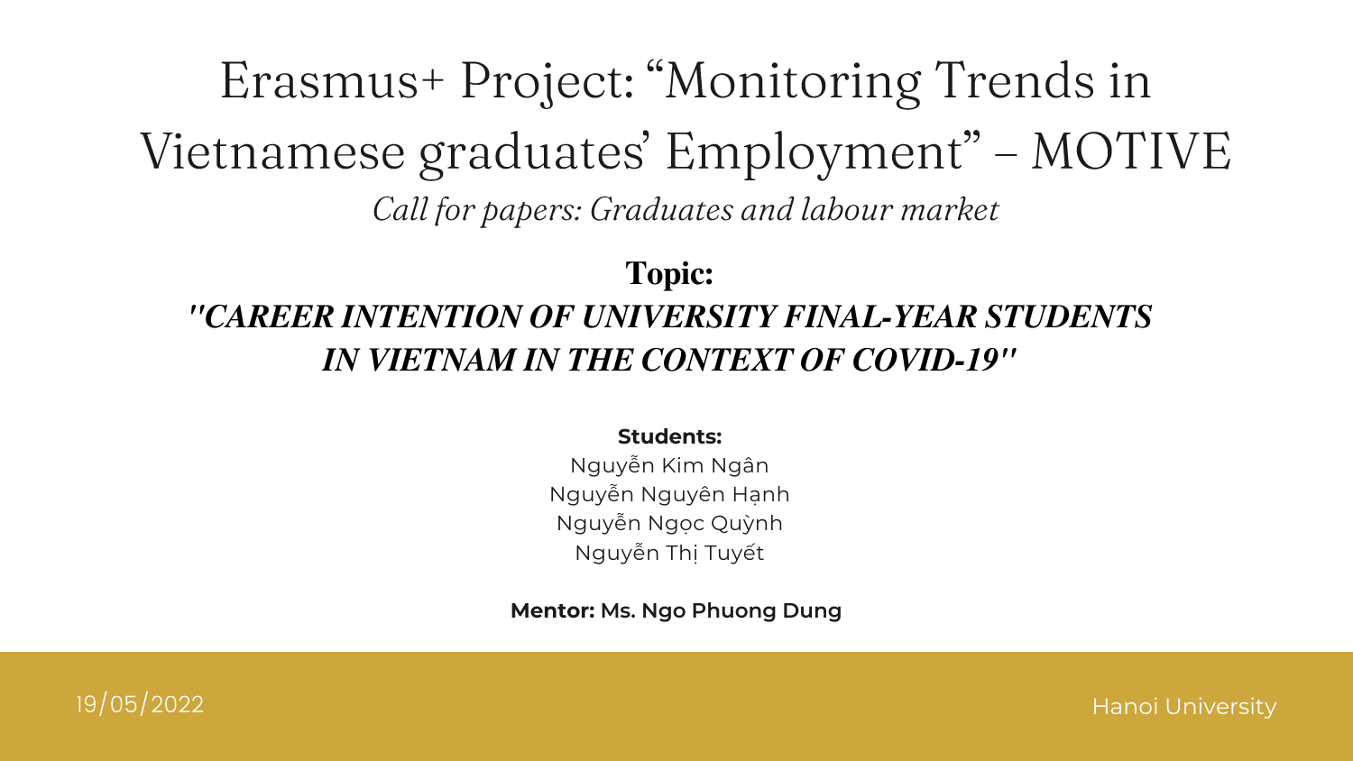# Erasmus+ Project: "Monitoring Trends in Vietnamese graduates' Employment" – MOTIVE

*Call for papers: Graduates and labour market*

**Topic:**

***"CAREER INTENTION OF UNIVERSITY FINAL-YEAR STUDENTS IN VIETNAM IN THE CONTEXT OF COVID-19"***

**Students:**

Nguyễn Kim Ngân
Nguyễn Nguyên Hạnh
Nguyễn Ngọc Quỳnh
Nguyễn Thị Tuyết

**Mentor: Ms. Ngo Phuong Dung**

19/05/2022

Hanoi University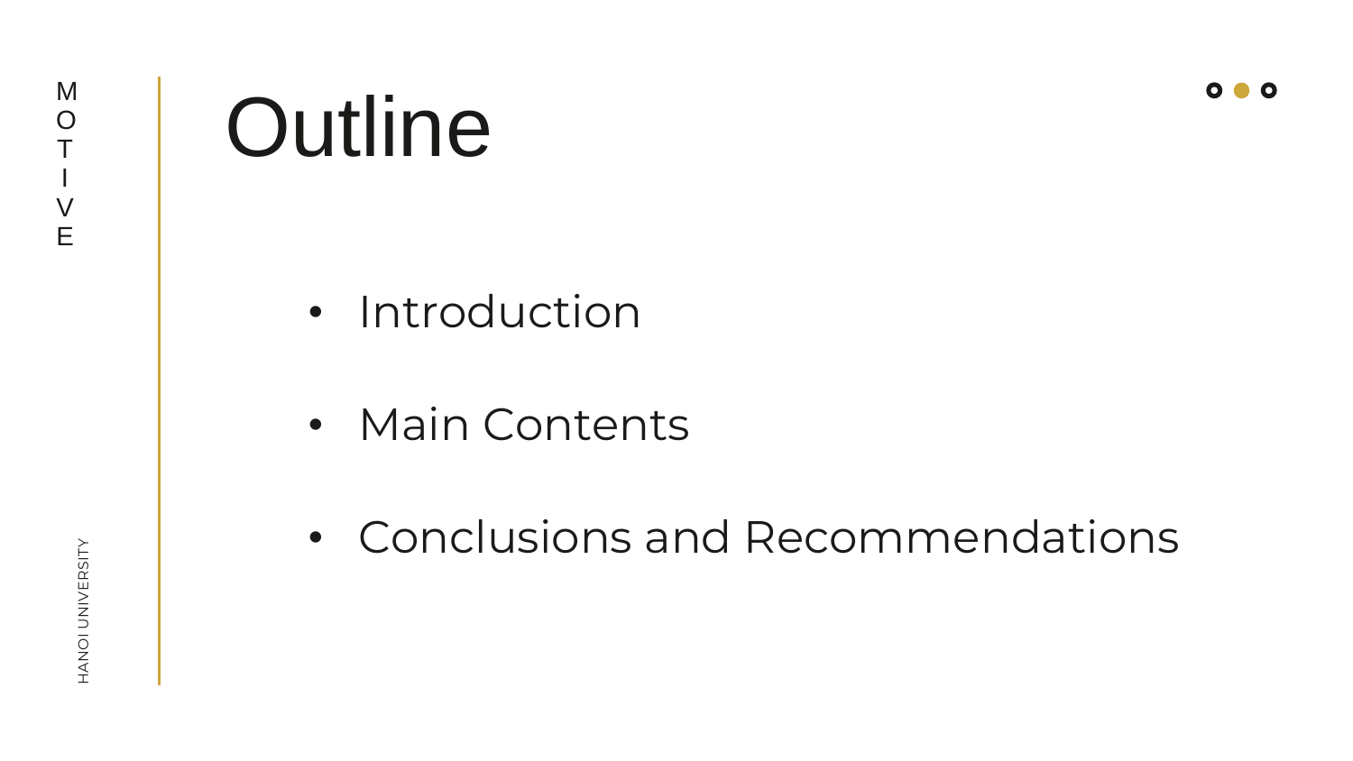# Outline

- Introduction
- Main Contents
- Conclusions and Recommendations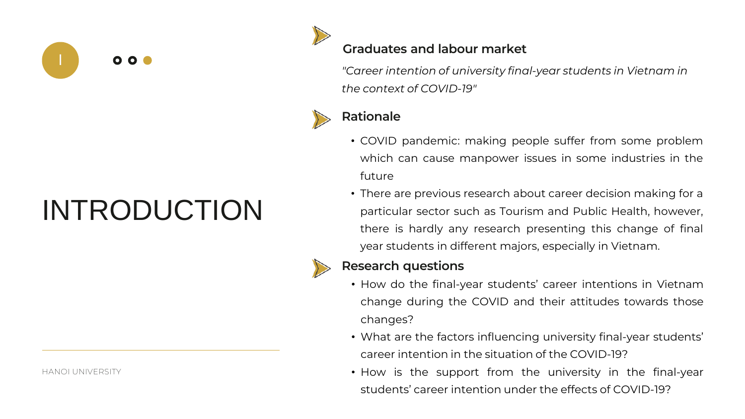# INTRODUCTION

I

## Graduates and labour market

*"Career intention of university final-year students in Vietnam in the context of COVID-19"*

## Rationale

- COVID pandemic: making people suffer from some problem which can cause manpower issues in some industries in the future
- There are previous research about career decision making for a particular sector such as Tourism and Public Health, however, there is hardly any research presenting this change of final year students in different majors, especially in Vietnam.

## Research questions

- How do the final-year students' career intentions in Vietnam change during the COVID and their attitudes towards those changes?
- What are the factors influencing university final-year students' career intention in the situation of the COVID-19?
- How is the support from the university in the final-year students' career intention under the effects of COVID-19?

HANOI UNIVERSITY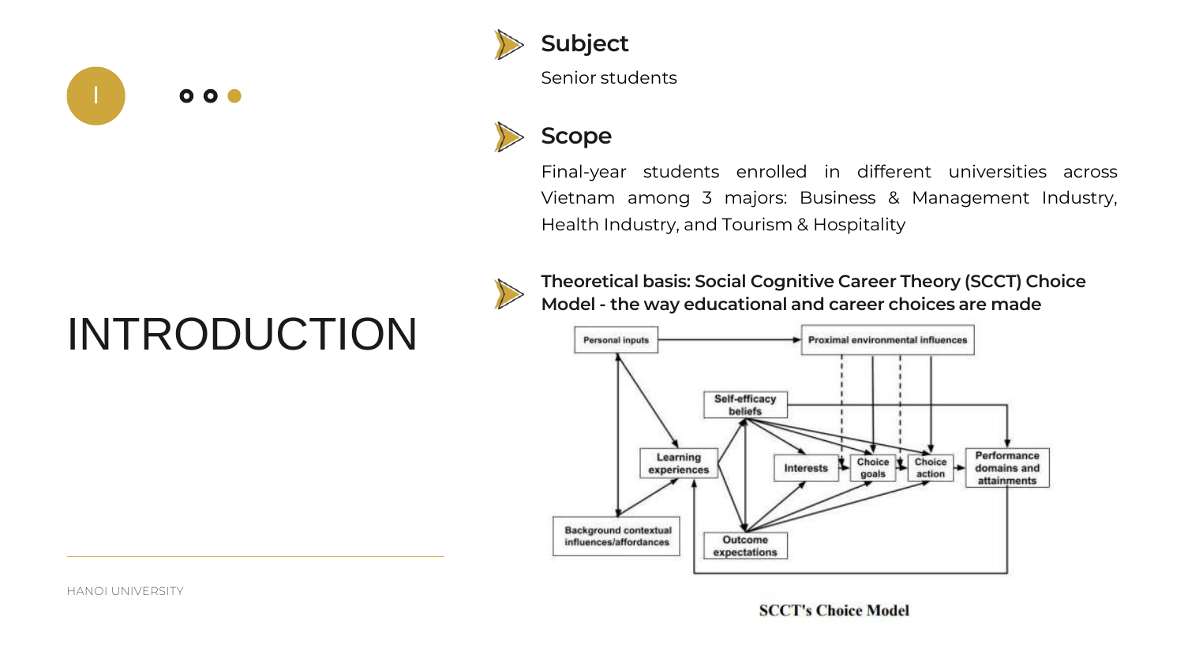I

# INTRODUCTION

## Subject

Senior students

## Scope

Final-year students enrolled in different universities across Vietnam among 3 majors: Business & Management Industry, Health Industry, and Tourism & Hospitality

## Theoretical basis: Social Cognitive Career Theory (SCCT) Choice Model - the way educational and career choices are made

SCCT's Choice Model

HANOI UNIVERSITY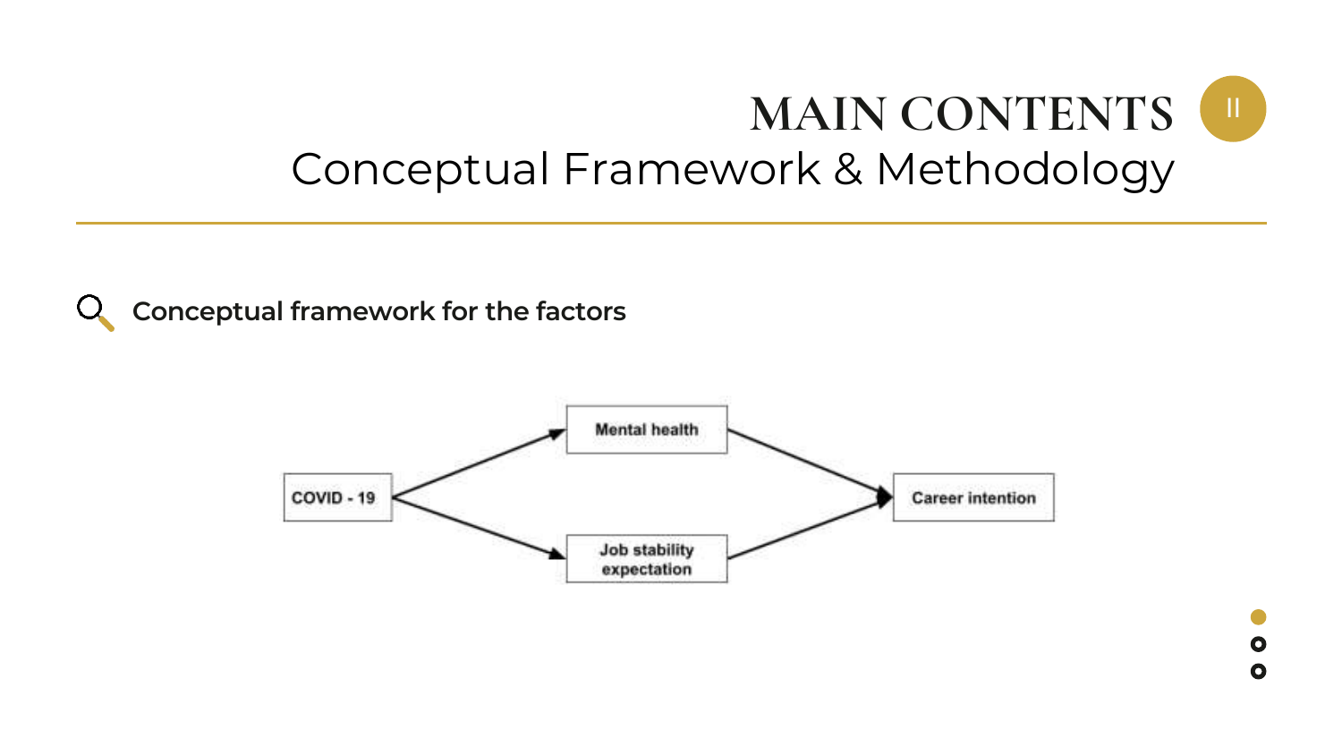# MAIN CONTENTS

## Conceptual Framework & Methodology

### Conceptual framework for the factors

COVID - 19 → Mental health → Career intention

COVID - 19 → Job stability expectation → Career intention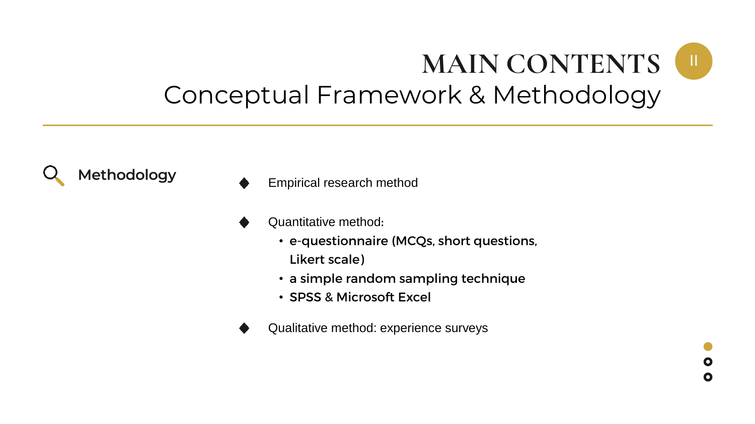# MAIN CONTENTS

II

## Conceptual Framework & Methodology

### Methodology

- Empirical research method
- Quantitative method:
  - e-questionnaire (MCQs, short questions, Likert scale)
  - a simple random sampling technique
  - SPSS & Microsoft Excel
- Qualitative method: experience surveys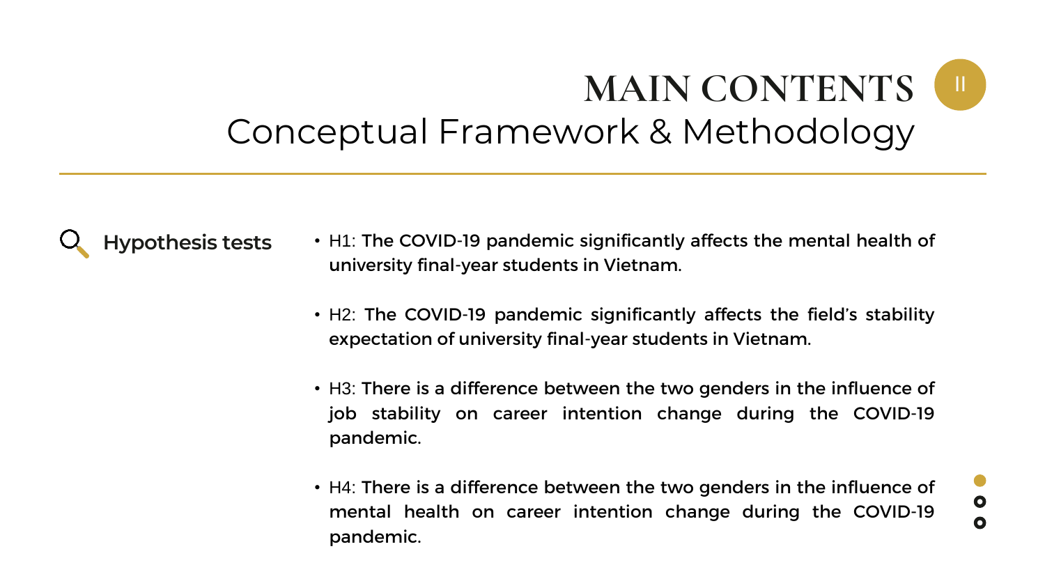# MAIN CONTENTS

## Conceptual Framework & Methodology

### Hypothesis tests

- H1: The COVID-19 pandemic significantly affects the mental health of university final-year students in Vietnam.
- H2: The COVID-19 pandemic significantly affects the field's stability expectation of university final-year students in Vietnam.
- H3: There is a difference between the two genders in the influence of job stability on career intention change during the COVID-19 pandemic.
- H4: There is a difference between the two genders in the influence of mental health on career intention change during the COVID-19 pandemic.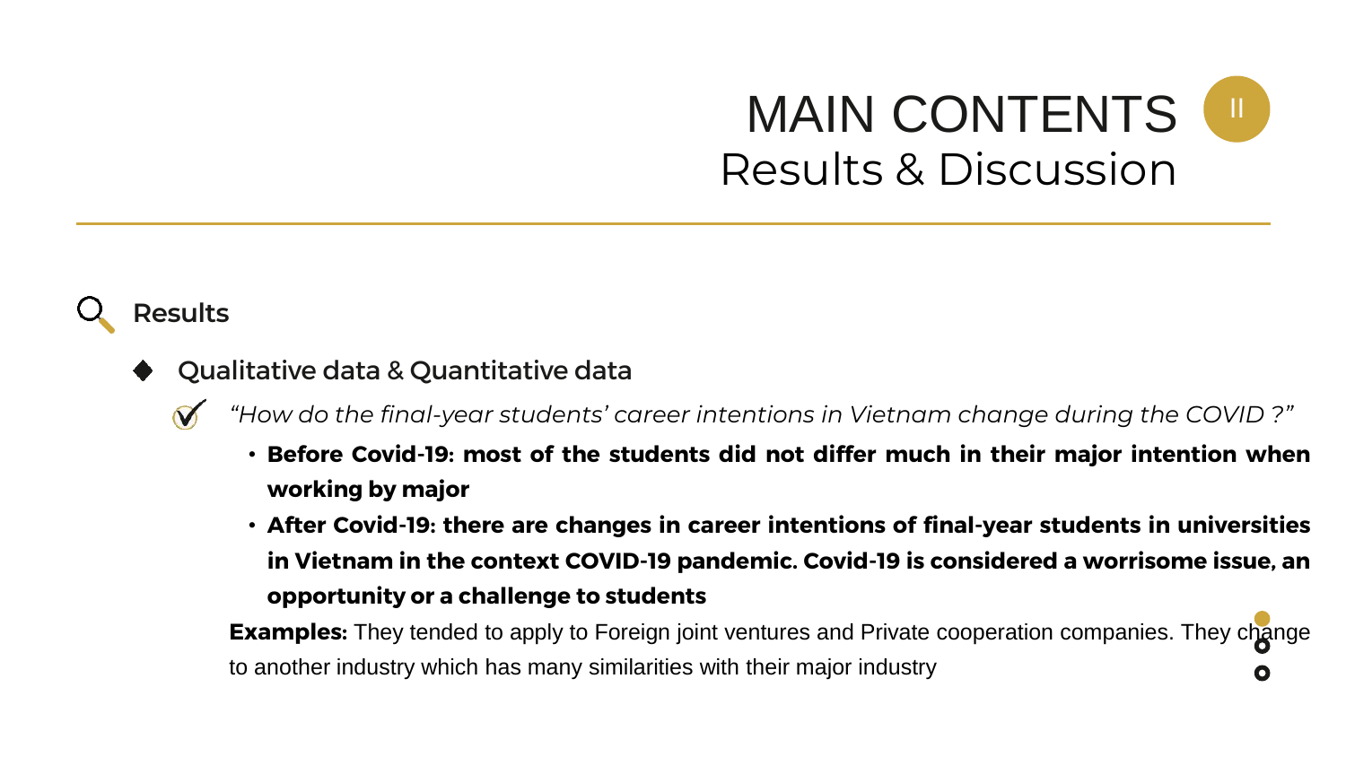# MAIN CONTENTS

## Results & Discussion

### Results

- **Qualitative data & Quantitative data**

  *"How do the final-year students' career intentions in Vietnam change during the COVID ?"*

  - **Before Covid-19: most of the students did not differ much in their major intention when working by major**
  - **After Covid-19: there are changes in career intentions of final-year students in universities in Vietnam in the context COVID-19 pandemic. Covid-19 is considered a worrisome issue, an opportunity or a challenge to students**

  **Examples:** They tended to apply to Foreign joint ventures and Private cooperation companies. They change to another industry which has many similarities with their major industry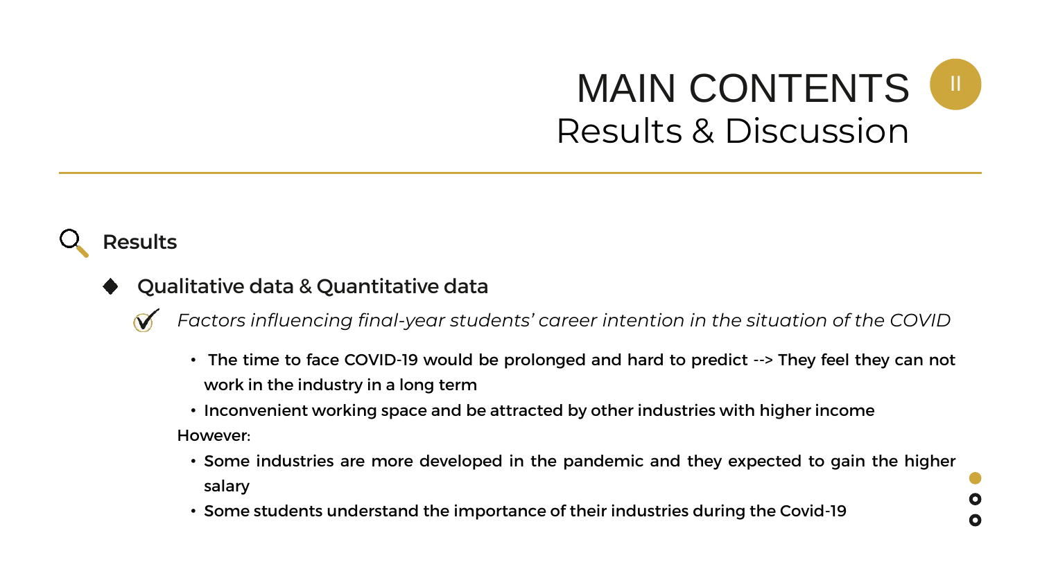# MAIN CONTENTS

## Results & Discussion

### Results

- **Qualitative data & Quantitative data**

*Factors influencing final-year students' career intention in the situation of the COVID*

- The time to face COVID-19 would be prolonged and hard to predict --> They feel they can not work in the industry in a long term
- Inconvenient working space and be attracted by other industries with higher income

However:

- Some industries are more developed in the pandemic and they expected to gain the higher salary
- Some students understand the importance of their industries during the Covid-19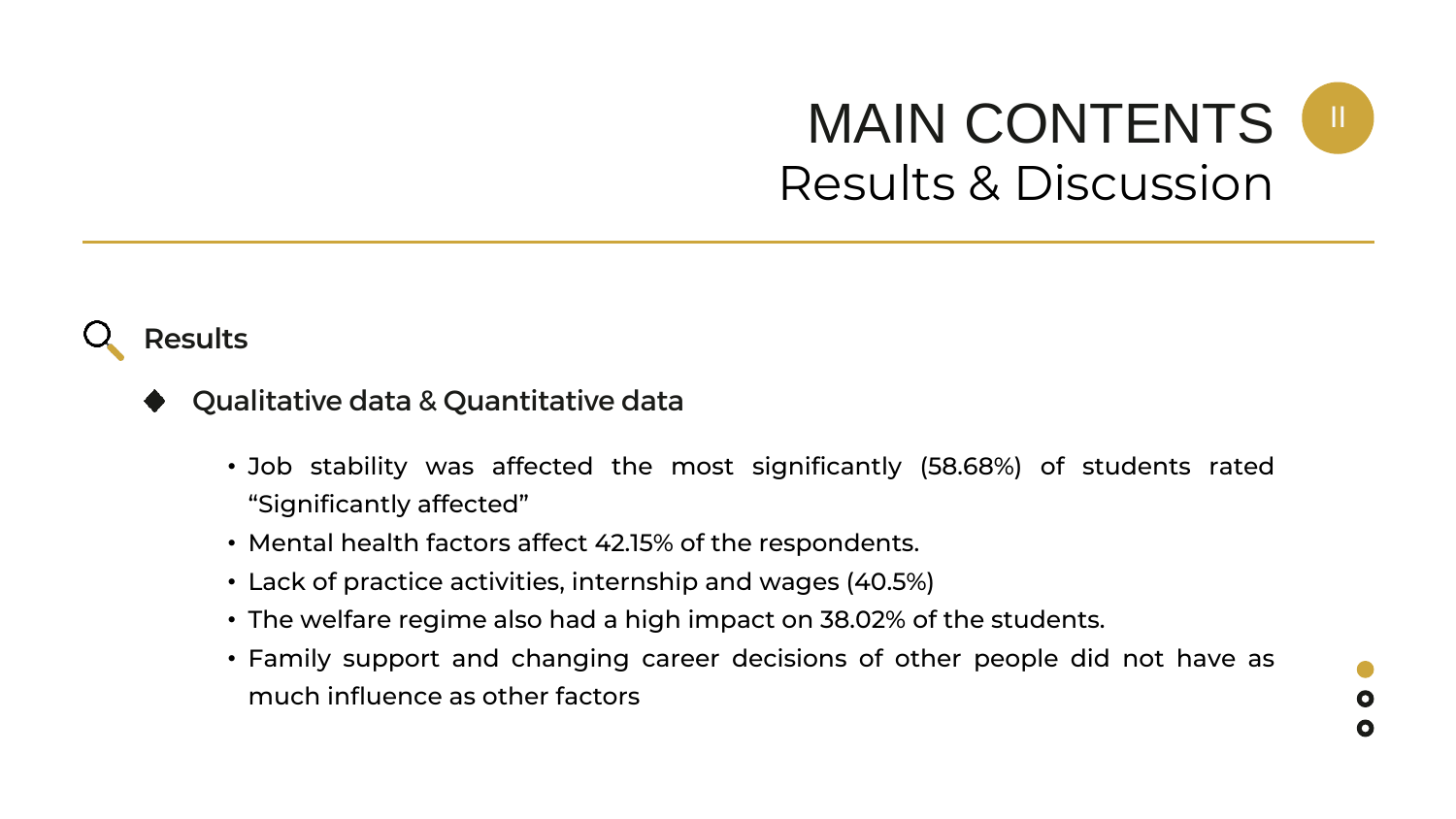# MAIN CONTENTS
## Results & Discussion

### Results

#### Qualitative data & Quantitative data

- Job stability was affected the most significantly (58.68%) of students rated "Significantly affected"
- Mental health factors affect 42.15% of the respondents.
- Lack of practice activities, internship and wages (40.5%)
- The welfare regime also had a high impact on 38.02% of the students.
- Family support and changing career decisions of other people did not have as much influence as other factors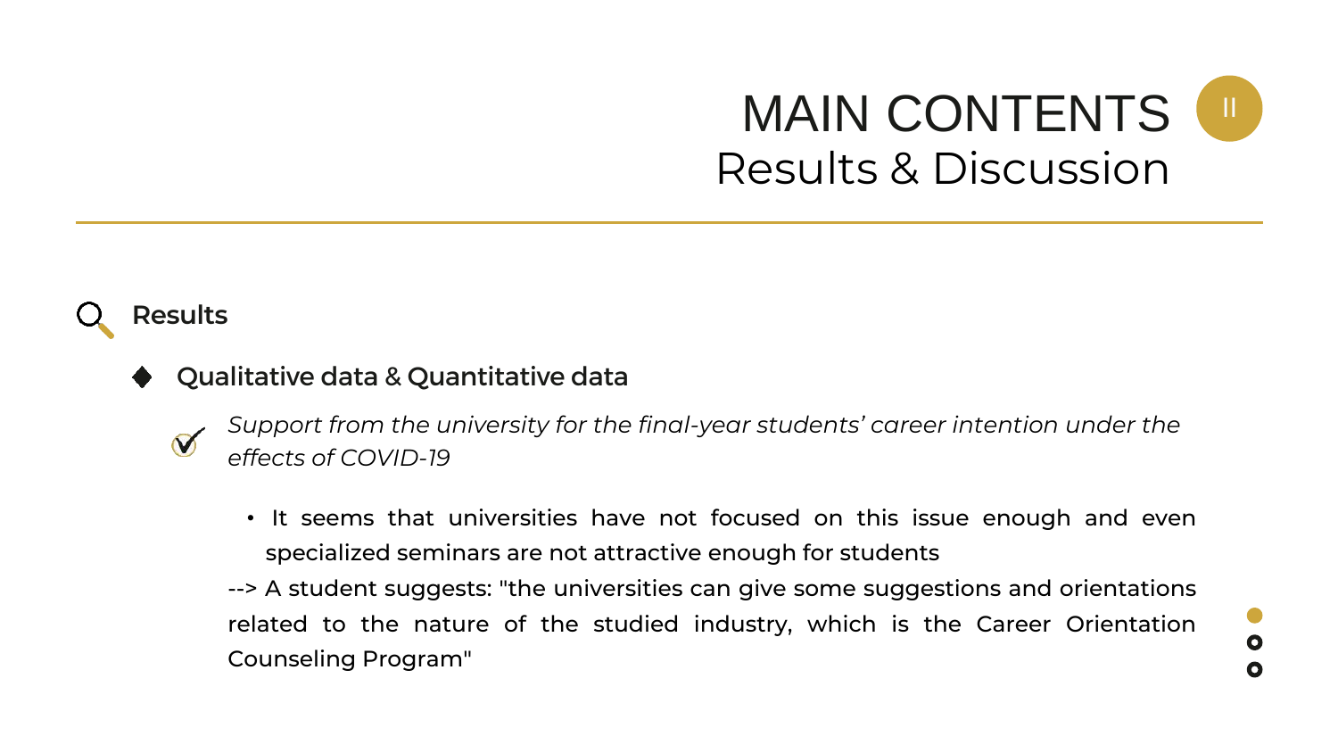# MAIN CONTENTS

## Results & Discussion

### Results

- **Qualitative data & Quantitative data**

*Support from the university for the final-year students' career intention under the effects of COVID-19*

- It seems that universities have not focused on this issue enough and even specialized seminars are not attractive enough for students

--> A student suggests: "the universities can give some suggestions and orientations related to the nature of the studied industry, which is the Career Orientation Counseling Program"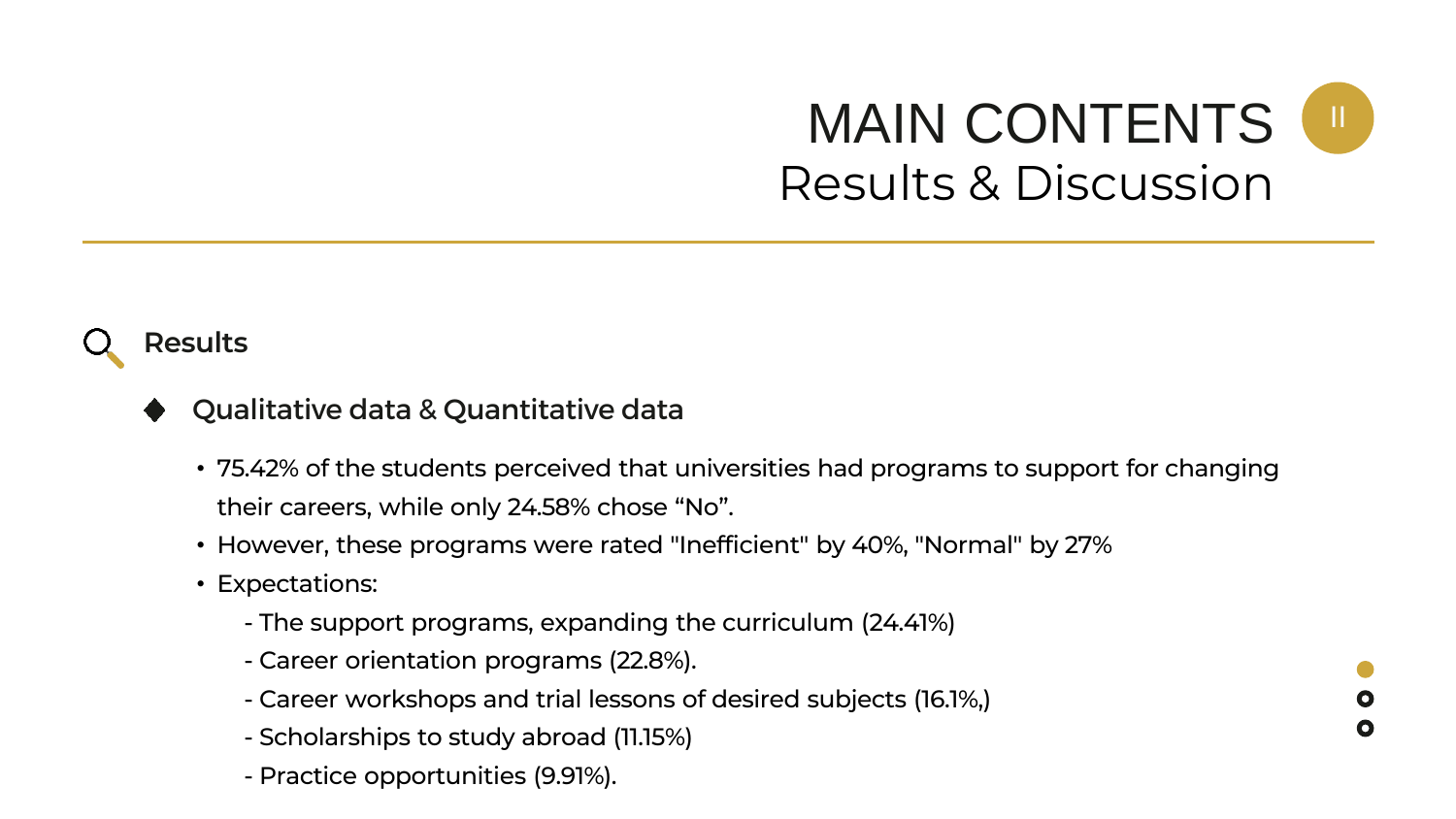# MAIN CONTENTS
## Results & Discussion

### Results

#### Qualitative data & Quantitative data

- 75.42% of the students perceived that universities had programs to support for changing their careers, while only 24.58% chose "No".
- However, these programs were rated "Inefficient" by 40%, "Normal" by 27%
- Expectations:
  - The support programs, expanding the curriculum (24.41%)
  - Career orientation programs (22.8%).
  - Career workshops and trial lessons of desired subjects (16.1%,)
  - Scholarships to study abroad (11.15%)
  - Practice opportunities (9.91%).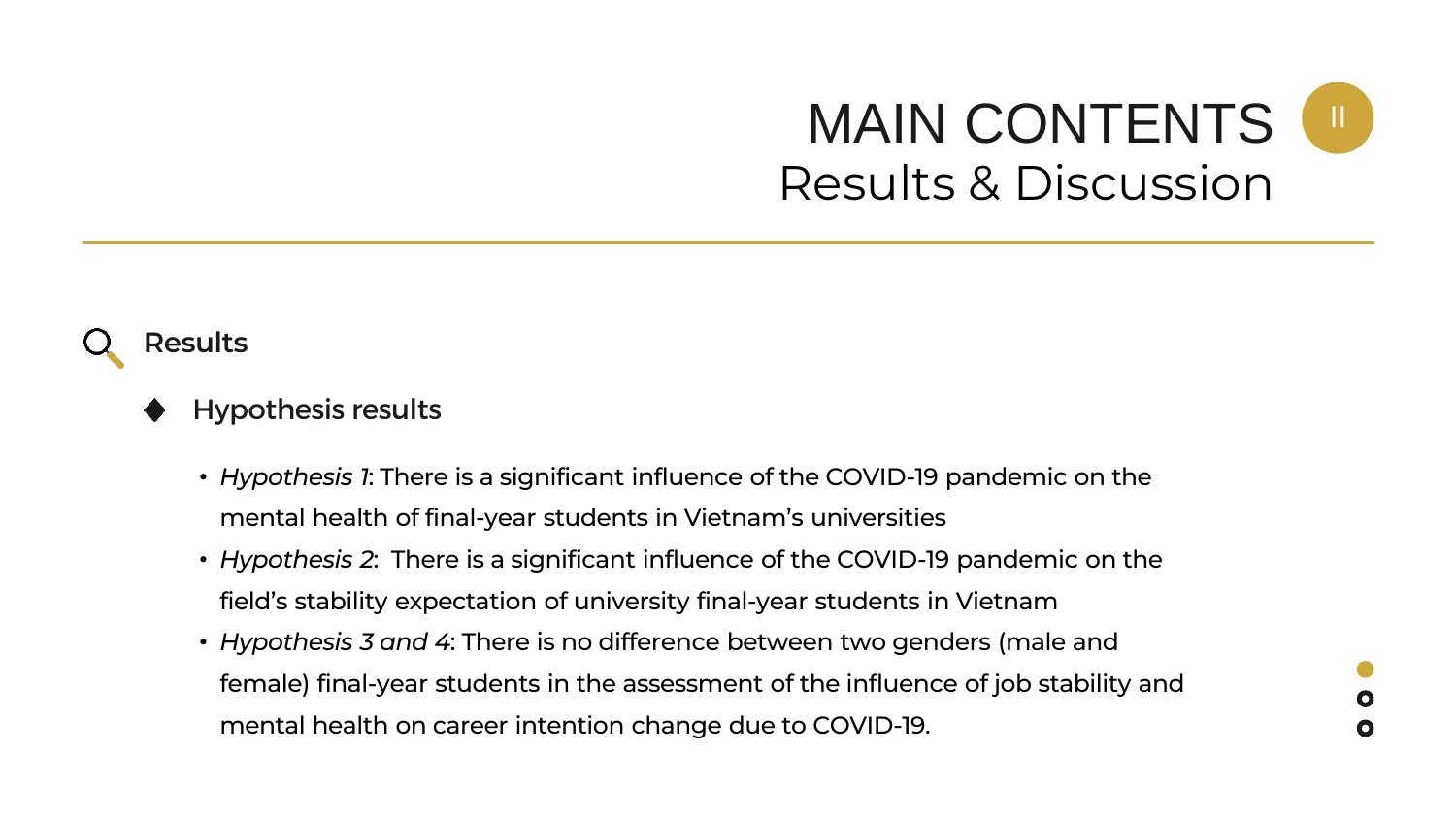# MAIN CONTENTS

## Results & Discussion

### Results

#### Hypothesis results

- *Hypothesis 1*: There is a significant influence of the COVID-19 pandemic on the mental health of final-year students in Vietnam's universities
- *Hypothesis 2*: There is a significant influence of the COVID-19 pandemic on the field's stability expectation of university final-year students in Vietnam
- *Hypothesis 3 and 4*: There is no difference between two genders (male and female) final-year students in the assessment of the influence of job stability and mental health on career intention change due to COVID-19.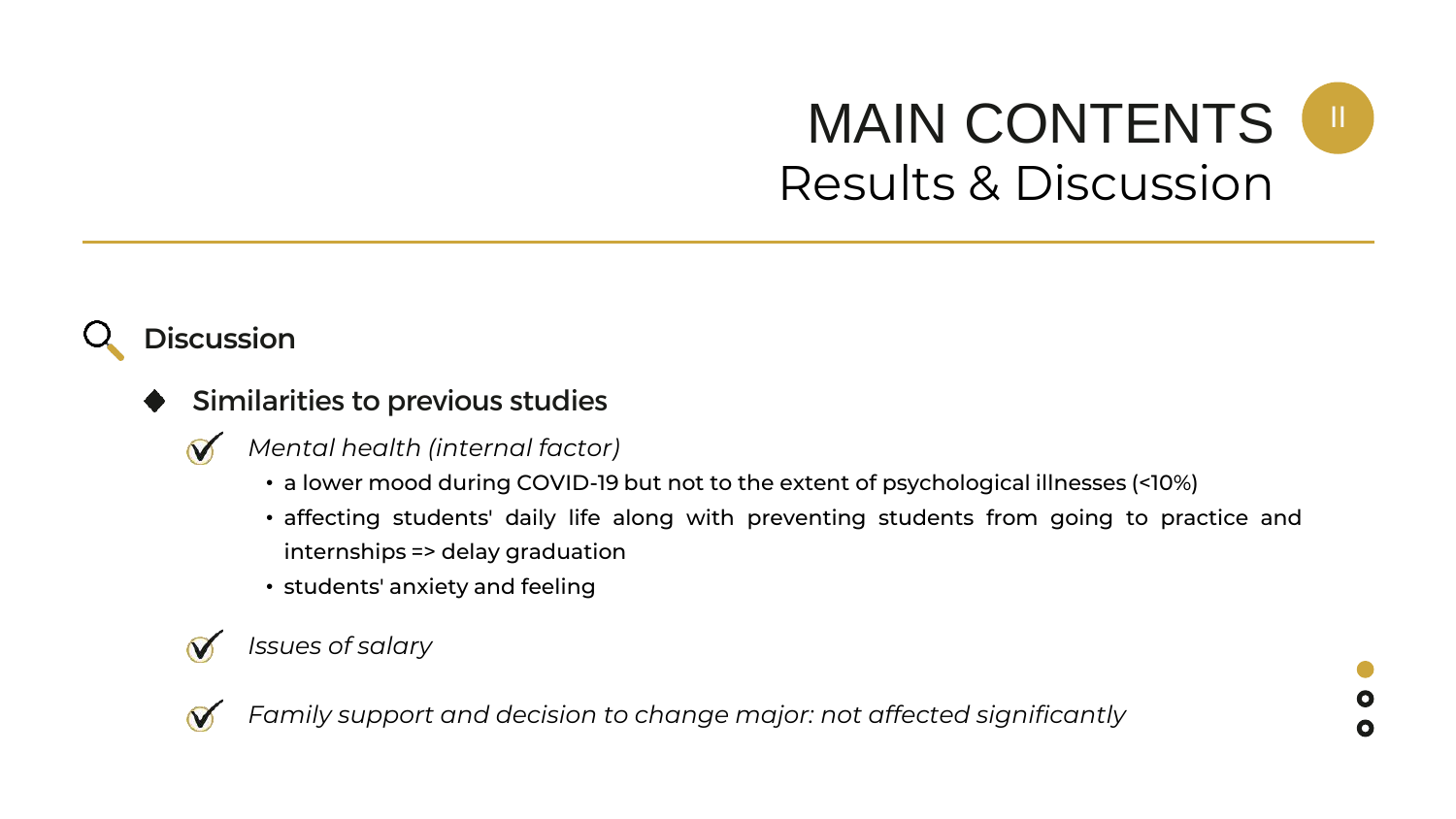# MAIN CONTENTS

## Results & Discussion

### Discussion

- **Similarities to previous studies**
  - *Mental health (internal factor)*
    - a lower mood during COVID-19 but not to the extent of psychological illnesses (<10%)
    - affecting students' daily life along with preventing students from going to practice and internships => delay graduation
    - students' anxiety and feeling
  - *Issues of salary*
  - *Family support and decision to change major: not affected significantly*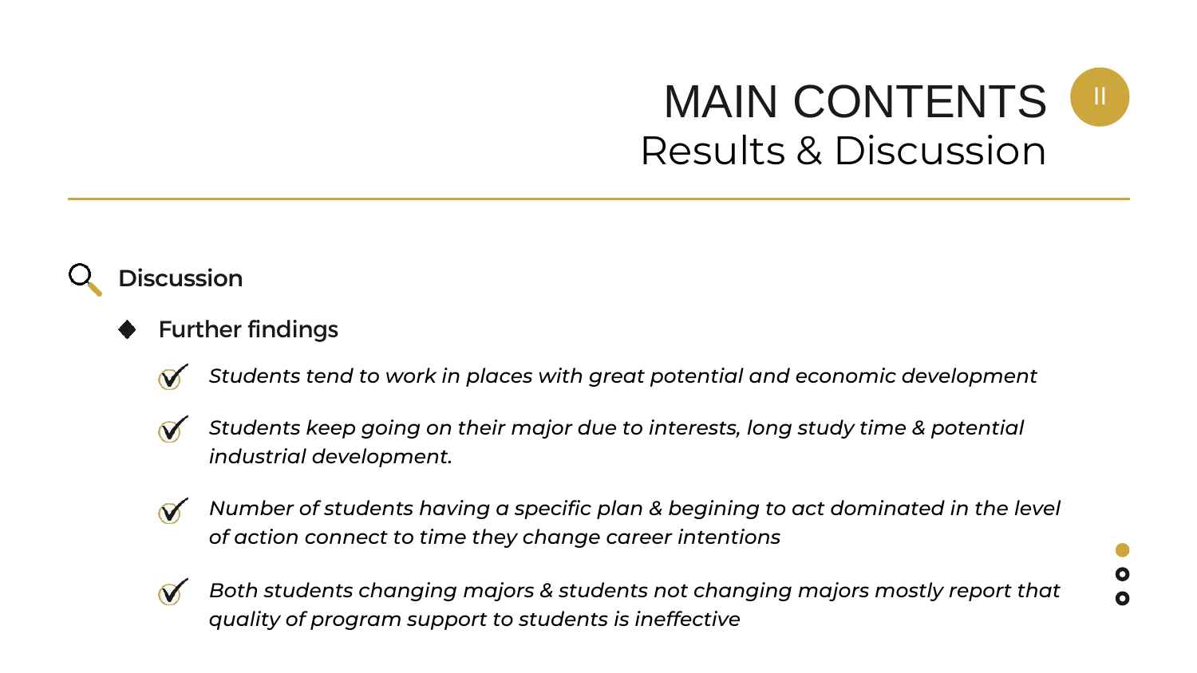# MAIN CONTENTS

## Results & Discussion

### Discussion

- **Further findings**
  - *Students tend to work in places with great potential and economic development*
  - *Students keep going on their major due to interests, long study time & potential industrial development.*
  - *Number of students having a specific plan & begining to act dominated in the level of action connect to time they change career intentions*
  - *Both students changing majors & students not changing majors mostly report that quality of program support to students is ineffective*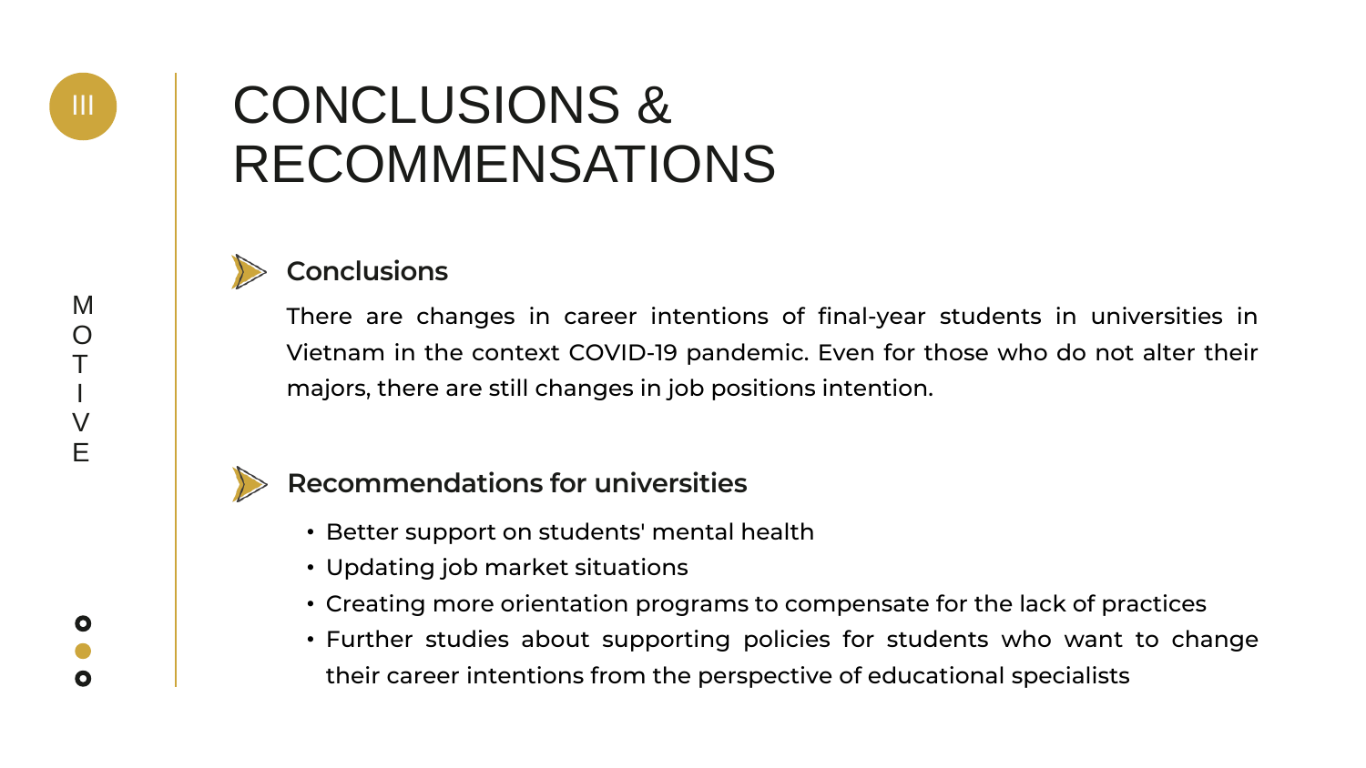# III CONCLUSIONS & RECOMMENSATIONS

MOTIVE

## Conclusions

There are changes in career intentions of final-year students in universities in Vietnam in the context COVID-19 pandemic. Even for those who do not alter their majors, there are still changes in job positions intention.

## Recommendations for universities

- Better support on students' mental health
- Updating job market situations
- Creating more orientation programs to compensate for the lack of practices
- Further studies about supporting policies for students who want to change their career intentions from the perspective of educational specialists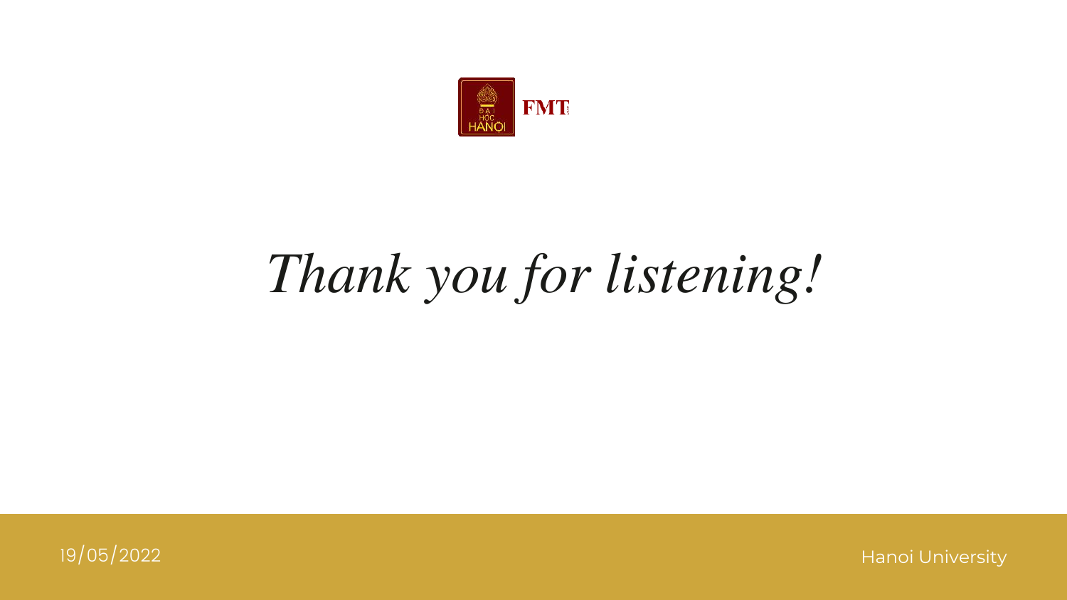# *Thank you for listening!*